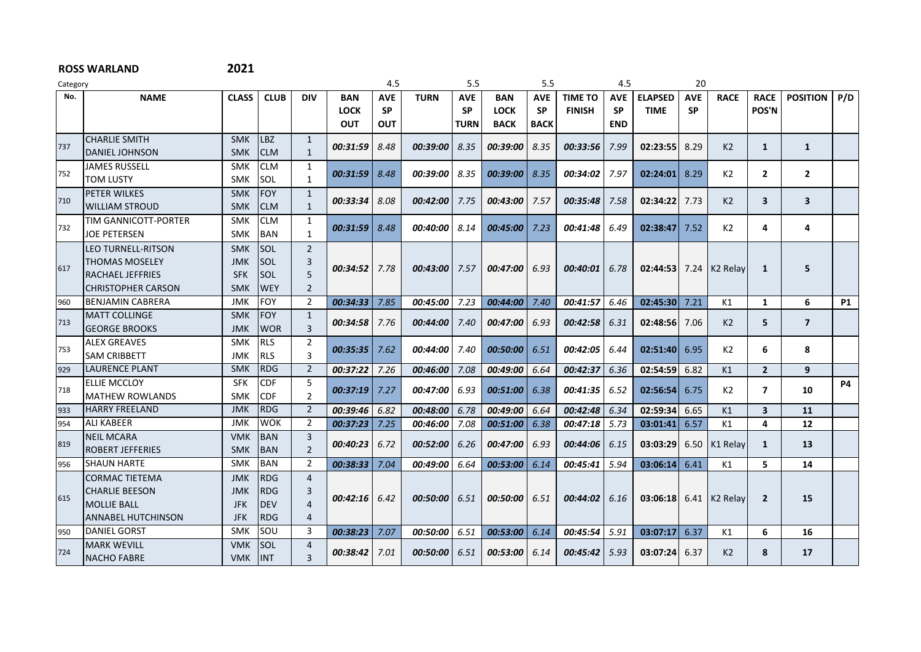**ROSS WARLAND** **2021**

| Category | | | | | 4.5 | | 5.5 | | 5.5 | | 4.5 | | 20 | | | | | |
|---|---|---|---|---|---|---|---|---|---|---|---|---|---|---|---|---|---|---|
| **No.** | **NAME** | **CLASS** | **CLUB** | **DIV** | **BAN LOCK OUT** | **AVE SP OUT** | **TURN** | **AVE SP TURN** | **BAN LOCK BACK** | **AVE SP BACK** | **TIME TO FINISH** | **AVE SP END** | **ELAPSED TIME** | **AVE SP** | **RACE** | **RACE POS'N** | **POSITION** | **P/D** |
| 737 | CHARLIE SMITH<br>DANIEL JOHNSON | SMK<br>SMK | LBZ<br>CLM | 1<br>1 | 00:31:59 | 8.48 | 00:39:00 | 8.35 | 00:39:00 | 8.35 | 00:33:56 | 7.99 | 02:23:55 | 8.29 | K2 | 1 | 1 | |
| 752 | JAMES RUSSELL<br>TOM LUSTY | SMK<br>SMK | CLM<br>SOL | 1<br>1 | 00:31:59 | 8.48 | 00:39:00 | 8.35 | 00:39:00 | 8.35 | 00:34:02 | 7.97 | 02:24:01 | 8.29 | K2 | 2 | 2 | |
| 710 | PETER WILKES<br>WILLIAM STROUD | SMK<br>SMK | FOY<br>CLM | 1<br>1 | 00:33:34 | 8.08 | 00:42:00 | 7.75 | 00:43:00 | 7.57 | 00:35:48 | 7.58 | 02:34:22 | 7.73 | K2 | 3 | 3 | |
| 732 | TIM GANNICOTT-PORTER<br>JOE PETERSEN | SMK<br>SMK | CLM<br>BAN | 1<br>1 | 00:31:59 | 8.48 | 00:40:00 | 8.14 | 00:45:00 | 7.23 | 00:41:48 | 6.49 | 02:38:47 | 7.52 | K2 | 4 | 4 | |
| 617 | LEO TURNELL-RITSON<br>THOMAS MOSELEY<br>RACHAEL JEFFRIES<br>CHRISTOPHER CARSON | SMK<br>JMK<br>SFK<br>SMK | SOL<br>SOL<br>SOL<br>WEY | 2<br>3<br>5<br>2 | 00:34:52 | 7.78 | 00:43:00 | 7.57 | 00:47:00 | 6.93 | 00:40:01 | 6.78 | 02:44:53 | 7.24 | K2 Relay | 1 | 5 | |
| 960 | BENJAMIN CABRERA | JMK | FOY | 2 | 00:34:33 | 7.85 | 00:45:00 | 7.23 | 00:44:00 | 7.40 | 00:41:57 | 6.46 | 02:45:30 | 7.21 | K1 | 1 | 6 | P1 |
| 713 | MATT COLLINGE<br>GEORGE BROOKS | SMK<br>JMK | FOY<br>WOR | 1<br>3 | 00:34:58 | 7.76 | 00:44:00 | 7.40 | 00:47:00 | 6.93 | 00:42:58 | 6.31 | 02:48:56 | 7.06 | K2 | 5 | 7 | |
| 753 | ALEX GREAVES<br>SAM CRIBBETT | SMK<br>JMK | RLS<br>RLS | 2<br>3 | 00:35:35 | 7.62 | 00:44:00 | 7.40 | 00:50:00 | 6.51 | 00:42:05 | 6.44 | 02:51:40 | 6.95 | K2 | 6 | 8 | |
| 929 | LAURENCE PLANT | SMK | RDG | 2 | 00:37:22 | 7.26 | 00:46:00 | 7.08 | 00:49:00 | 6.64 | 00:42:37 | 6.36 | 02:54:59 | 6.82 | K1 | 2 | 9 | |
| 718 | ELLIE MCCLOY<br>MATHEW ROWLANDS | SFK<br>SMK | CDF<br>CDF | 5<br>2 | 00:37:19 | 7.27 | 00:47:00 | 6.93 | 00:51:00 | 6.38 | 00:41:35 | 6.52 | 02:56:54 | 6.75 | K2 | 7 | 10 | P4 |
| 933 | HARRY FREELAND | JMK | RDG | 2 | 00:39:46 | 6.82 | 00:48:00 | 6.78 | 00:49:00 | 6.64 | 00:42:48 | 6.34 | 02:59:34 | 6.65 | K1 | 3 | 11 | |
| 954 | ALI KABEER | JMK | WOK | 2 | 00:37:23 | 7.25 | 00:46:00 | 7.08 | 00:51:00 | 6.38 | 00:47:18 | 5.73 | 03:01:41 | 6.57 | K1 | 4 | 12 | |
| 819 | NEIL MCARA<br>ROBERT JEFFERIES | VMK<br>SMK | BAN<br>BAN | 3<br>2 | 00:40:23 | 6.72 | 00:52:00 | 6.26 | 00:47:00 | 6.93 | 00:44:06 | 6.15 | 03:03:29 | 6.50 | K1 Relay | 1 | 13 | |
| 956 | SHAUN HARTE | SMK | BAN | 2 | 00:38:33 | 7.04 | 00:49:00 | 6.64 | 00:53:00 | 6.14 | 00:45:41 | 5.94 | 03:06:14 | 6.41 | K1 | 5 | 14 | |
| 615 | CORMAC TIETEMA<br>CHARLIE BEESON<br>MOLLIE BALL<br>ANNABEL HUTCHINSON | JMK<br>JMK<br>JFK<br>JFK | RDG<br>RDG<br>DEV<br>RDG | 4<br>3<br>4<br>4 | 00:42:16 | 6.42 | 00:50:00 | 6.51 | 00:50:00 | 6.51 | 00:44:02 | 6.16 | 03:06:18 | 6.41 | K2 Relay | 2 | 15 | |
| 950 | DANIEL GORST | SMK | SOU | 3 | 00:38:23 | 7.07 | 00:50:00 | 6.51 | 00:53:00 | 6.14 | 00:45:54 | 5.91 | 03:07:17 | 6.37 | K1 | 6 | 16 | |
| 724 | MARK WEVILL<br>NACHO FABRE | VMK<br>VMK | SOL<br>INT | 4<br>3 | 00:38:42 | 7.01 | 00:50:00 | 6.51 | 00:53:00 | 6.14 | 00:45:42 | 5.93 | 03:07:24 | 6.37 | K2 | 8 | 17 | |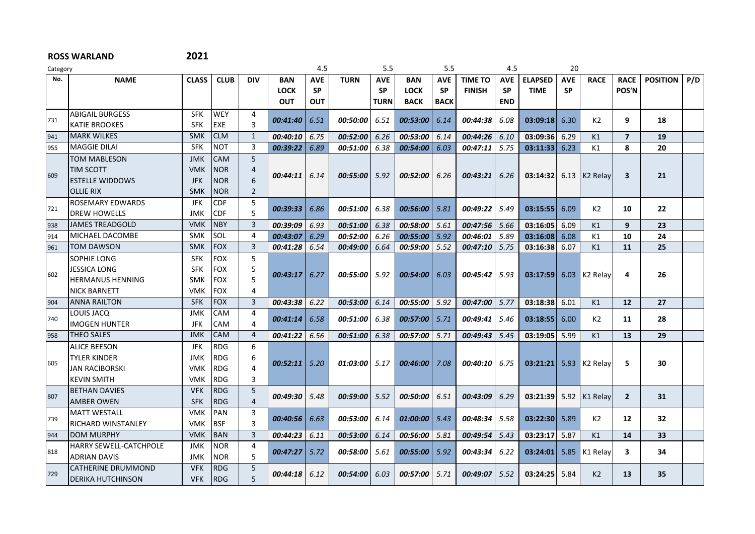**ROSS WARLAND** **2021**

| No. | NAME | CLASS | CLUB | DIV | BAN LOCK OUT | AVE SP OUT | TURN | AVE SP TURN | BAN LOCK BACK | AVE SP BACK | TIME TO FINISH | AVE SP END | ELAPSED TIME | AVE SP | RACE | RACE POS'N | POSITION | P/D |
|---|---|---|---|---|---|---|---|---|---|---|---|---|---|---|---|---|---|---|
| Category | | | | | | 4.5 | | 5.5 | | 5.5 | | 4.5 | | 20 | | | | |
| 731 | ABIGAIL BURGESS<br>KATIE BROOKES | SFK<br>SFK | WEY<br>EXE | 4<br>3 | 00:41:40 | 6.51 | 00:50:00 | 6.51 | 00:53:00 | 6.14 | 00:44:38 | 6.08 | 03:09:18 | 6.30 | K2 | 9 | 18 | |
| 941 | MARK WILKES | SMK | CLM | 1 | 00:40:10 | 6.75 | 00:52:00 | 6.26 | 00:53:00 | 6.14 | 00:44:26 | 6.10 | 03:09:36 | 6.29 | K1 | 7 | 19 | |
| 955 | MAGGIE DILAI | SFK | NOT | 3 | 00:39:22 | 6.89 | 00:51:00 | 6.38 | 00:54:00 | 6.03 | 00:47:11 | 5.75 | 03:11:33 | 6.23 | K1 | 8 | 20 | |
| 609 | TOM MABLESON<br>TIM SCOTT<br>ESTELLE WIDDOWS<br>OLLIE RIX | JMK<br>VMK<br>JFK<br>SMK | CAM<br>NOR<br>NOR<br>NOR | 5<br>4<br>6<br>2 | 00:44:11 | 6.14 | 00:55:00 | 5.92 | 00:52:00 | 6.26 | 00:43:21 | 6.26 | 03:14:32 | 6.13 | K2 Relay | 3 | 21 | |
| 721 | ROSEMARY EDWARDS<br>DREW HOWELLS | JFK<br>JMK | CDF<br>CDF | 5<br>5 | 00:39:33 | 6.86 | 00:51:00 | 6.38 | 00:56:00 | 5.81 | 00:49:22 | 5.49 | 03:15:55 | 6.09 | K2 | 10 | 22 | |
| 938 | JAMES TREADGOLD | VMK | NBY | 3 | 00:39:09 | 6.93 | 00:51:00 | 6.38 | 00:58:00 | 5.61 | 00:47:56 | 5.66 | 03:16:05 | 6.09 | K1 | 9 | 23 | |
| 914 | MICHAEL DACOMBE | SMK | SOL | 4 | 00:43:07 | 6.29 | 00:52:00 | 6.26 | 00:55:00 | 5.92 | 00:46:01 | 5.89 | 03:16:08 | 6.08 | K1 | 10 | 24 | |
| 961 | TOM DAWSON | SMK | FOX | 3 | 00:41:28 | 6.54 | 00:49:00 | 6.64 | 00:59:00 | 5.52 | 00:47:10 | 5.75 | 03:16:38 | 6.07 | K1 | 11 | 25 | |
| 602 | SOPHIE LONG<br>JESSICA LONG<br>HERMANUS HENNING<br>NICK BARNETT | SFK<br>SFK<br>SMK<br>VMK | FOX<br>FOX<br>FOX<br>FOX | 5<br>5<br>5<br>4 | 00:43:17 | 6.27 | 00:55:00 | 5.92 | 00:54:00 | 6.03 | 00:45:42 | 5.93 | 03:17:59 | 6.03 | K2 Relay | 4 | 26 | |
| 904 | ANNA RAILTON | SFK | FOX | 3 | 00:43:38 | 6.22 | 00:53:00 | 6.14 | 00:55:00 | 5.92 | 00:47:00 | 5.77 | 03:18:38 | 6.01 | K1 | 12 | 27 | |
| 740 | LOUIS JACQ<br>IMOGEN HUNTER | JMK<br>JFK | CAM<br>CAM | 4<br>4 | 00:41:14 | 6.58 | 00:51:00 | 6.38 | 00:57:00 | 5.71 | 00:49:41 | 5.46 | 03:18:55 | 6.00 | K2 | 11 | 28 | |
| 958 | THEO SALES | JMK | CAM | 4 | 00:41:22 | 6.56 | 00:51:00 | 6.38 | 00:57:00 | 5.71 | 00:49:43 | 5.45 | 03:19:05 | 5.99 | K1 | 13 | 29 | |
| 605 | ALICE BEESON<br>TYLER KINDER<br>JAN RACIBORSKI<br>KEVIN SMITH | JFK<br>JMK<br>VMK<br>VMK | RDG<br>RDG<br>RDG<br>RDG | 6<br>6<br>4<br>3 | 00:52:11 | 5.20 | 01:03:00 | 5.17 | 00:46:00 | 7.08 | 00:40:10 | 6.75 | 03:21:21 | 5.93 | K2 Relay | 5 | 30 | |
| 807 | BETHAN DAVIES<br>AMBER OWEN | VFK<br>SFK | RDG<br>RDG | 5<br>4 | 00:49:30 | 5.48 | 00:59:00 | 5.52 | 00:50:00 | 6.51 | 00:43:09 | 6.29 | 03:21:39 | 5.92 | K1 Relay | 2 | 31 | |
| 739 | MATT WESTALL<br>RICHARD WINSTANLEY | VMK<br>VMK | PAN<br>BSF | 3<br>3 | 00:40:56 | 6.63 | 00:53:00 | 6.14 | 01:00:00 | 5.43 | 00:48:34 | 5.58 | 03:22:30 | 5.89 | K2 | 12 | 32 | |
| 944 | DOM MURPHY | VMK | BAN | 3 | 00:44:23 | 6.11 | 00:53:00 | 6.14 | 00:56:00 | 5.81 | 00:49:54 | 5.43 | 03:23:17 | 5.87 | K1 | 14 | 33 | |
| 818 | HARRY SEWELL-CATCHPOLE<br>ADRIAN DAVIS | JMK<br>JMK | NOR<br>NOR | 4<br>5 | 00:47:27 | 5.72 | 00:58:00 | 5.61 | 00:55:00 | 5.92 | 00:43:34 | 6.22 | 03:24:01 | 5.85 | K1 Relay | 3 | 34 | |
| 729 | CATHERINE DRUMMOND<br>DERIKA HUTCHINSON | VFK<br>VFK | RDG<br>RDG | 5<br>5 | 00:44:18 | 6.12 | 00:54:00 | 6.03 | 00:57:00 | 5.71 | 00:49:07 | 5.52 | 03:24:25 | 5.84 | K2 | 13 | 35 | |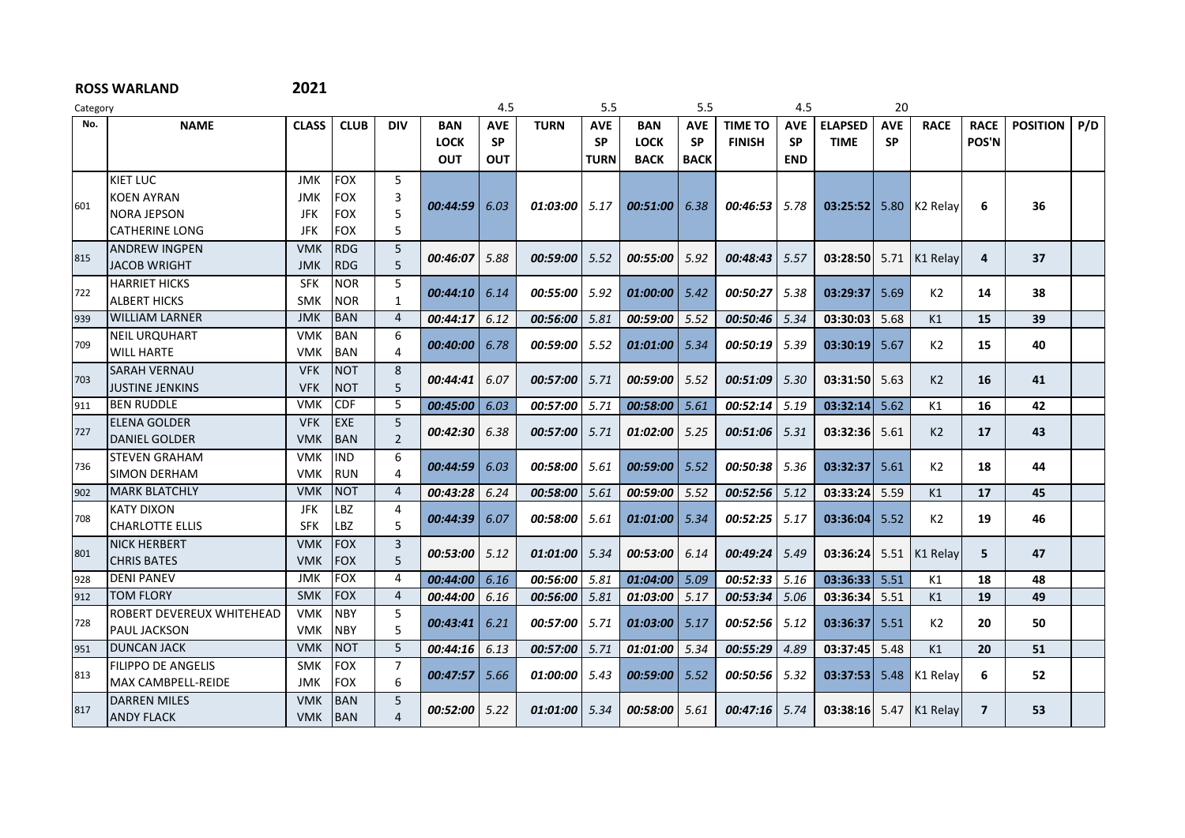**ROSS WARLAND** **2021**

| Category | | | | | | 4.5 | | 5.5 | | 5.5 | | 4.5 | | 20 | | | | |
|---|---|---|---|---|---|---|---|---|---|---|---|---|---|---|---|---|---|---|
| **No.** | **NAME** | **CLASS** | **CLUB** | **DIV** | **BAN LOCK OUT** | **AVE SP OUT** | **TURN** | **AVE SP TURN** | **BAN LOCK BACK** | **AVE SP BACK** | **TIME TO FINISH** | **AVE SP END** | **ELAPSED TIME** | **AVE SP** | **RACE** | **RACE POS'N** | **POSITION** | **P/D** |
| 601 | KIET LUC<br>KOEN AYRAN<br>NORA JEPSON<br>CATHERINE LONG | JMK<br>JMK<br>JFK<br>JFK | FOX<br>FOX<br>FOX<br>FOX | 5<br>3<br>5<br>5 | 00:44:59 | 6.03 | 01:03:00 | 5.17 | 00:51:00 | 6.38 | 00:46:53 | 5.78 | 03:25:52 | 5.80 | K2 Relay | 6 | 36 | |
| 815 | ANDREW INGPEN<br>JACOB WRIGHT | VMK<br>JMK | RDG<br>RDG | 5<br>5 | 00:46:07 | 5.88 | 00:59:00 | 5.52 | 00:55:00 | 5.92 | 00:48:43 | 5.57 | 03:28:50 | 5.71 | K1 Relay | 4 | 37 | |
| 722 | HARRIET HICKS<br>ALBERT HICKS | SFK<br>SMK | NOR<br>NOR | 5<br>1 | 00:44:10 | 6.14 | 00:55:00 | 5.92 | 01:00:00 | 5.42 | 00:50:27 | 5.38 | 03:29:37 | 5.69 | K2 | 14 | 38 | |
| 939 | WILLIAM LARNER | JMK | BAN | 4 | 00:44:17 | 6.12 | 00:56:00 | 5.81 | 00:59:00 | 5.52 | 00:50:46 | 5.34 | 03:30:03 | 5.68 | K1 | 15 | 39 | |
| 709 | NEIL URQUHART<br>WILL HARTE | VMK<br>VMK | BAN<br>BAN | 6<br>4 | 00:40:00 | 6.78 | 00:59:00 | 5.52 | 01:01:00 | 5.34 | 00:50:19 | 5.39 | 03:30:19 | 5.67 | K2 | 15 | 40 | |
| 703 | SARAH VERNAU<br>JUSTINE JENKINS | VFK<br>VFK | NOT<br>NOT | 8<br>5 | 00:44:41 | 6.07 | 00:57:00 | 5.71 | 00:59:00 | 5.52 | 00:51:09 | 5.30 | 03:31:50 | 5.63 | K2 | 16 | 41 | |
| 911 | BEN RUDDLE | VMK | CDF | 5 | 00:45:00 | 6.03 | 00:57:00 | 5.71 | 00:58:00 | 5.61 | 00:52:14 | 5.19 | 03:32:14 | 5.62 | K1 | 16 | 42 | |
| 727 | ELENA GOLDER<br>DANIEL GOLDER | VFK<br>VMK | EXE<br>BAN | 5<br>2 | 00:42:30 | 6.38 | 00:57:00 | 5.71 | 01:02:00 | 5.25 | 00:51:06 | 5.31 | 03:32:36 | 5.61 | K2 | 17 | 43 | |
| 736 | STEVEN GRAHAM<br>SIMON DERHAM | VMK<br>VMK | IND<br>RUN | 6<br>4 | 00:44:59 | 6.03 | 00:58:00 | 5.61 | 00:59:00 | 5.52 | 00:50:38 | 5.36 | 03:32:37 | 5.61 | K2 | 18 | 44 | |
| 902 | MARK BLATCHLY | VMK | NOT | 4 | 00:43:28 | 6.24 | 00:58:00 | 5.61 | 00:59:00 | 5.52 | 00:52:56 | 5.12 | 03:33:24 | 5.59 | K1 | 17 | 45 | |
| 708 | KATY DIXON<br>CHARLOTTE ELLIS | JFK<br>SFK | LBZ<br>LBZ | 4<br>5 | 00:44:39 | 6.07 | 00:58:00 | 5.61 | 01:01:00 | 5.34 | 00:52:25 | 5.17 | 03:36:04 | 5.52 | K2 | 19 | 46 | |
| 801 | NICK HERBERT<br>CHRIS BATES | VMK<br>VMK | FOX<br>FOX | 3<br>5 | 00:53:00 | 5.12 | 01:01:00 | 5.34 | 00:53:00 | 6.14 | 00:49:24 | 5.49 | 03:36:24 | 5.51 | K1 Relay | 5 | 47 | |
| 928 | DENI PANEV | JMK | FOX | 4 | 00:44:00 | 6.16 | 00:56:00 | 5.81 | 01:04:00 | 5.09 | 00:52:33 | 5.16 | 03:36:33 | 5.51 | K1 | 18 | 48 | |
| 912 | TOM FLORY | SMK | FOX | 4 | 00:44:00 | 6.16 | 00:56:00 | 5.81 | 01:03:00 | 5.17 | 00:53:34 | 5.06 | 03:36:34 | 5.51 | K1 | 19 | 49 | |
| 728 | ROBERT DEVEREUX WHITEHEAD<br>PAUL JACKSON | VMK<br>VMK | NBY<br>NBY | 5<br>5 | 00:43:41 | 6.21 | 00:57:00 | 5.71 | 01:03:00 | 5.17 | 00:52:56 | 5.12 | 03:36:37 | 5.51 | K2 | 20 | 50 | |
| 951 | DUNCAN JACK | VMK | NOT | 5 | 00:44:16 | 6.13 | 00:57:00 | 5.71 | 01:01:00 | 5.34 | 00:55:29 | 4.89 | 03:37:45 | 5.48 | K1 | 20 | 51 | |
| 813 | FILIPPO DE ANGELIS<br>MAX CAMBPELL-REIDE | SMK<br>JMK | FOX<br>FOX | 7<br>6 | 00:47:57 | 5.66 | 01:00:00 | 5.43 | 00:59:00 | 5.52 | 00:50:56 | 5.32 | 03:37:53 | 5.48 | K1 Relay | 6 | 52 | |
| 817 | DARREN MILES<br>ANDY FLACK | VMK<br>VMK | BAN<br>BAN | 5<br>4 | 00:52:00 | 5.22 | 01:01:00 | 5.34 | 00:58:00 | 5.61 | 00:47:16 | 5.74 | 03:38:16 | 5.47 | K1 Relay | 7 | 53 | |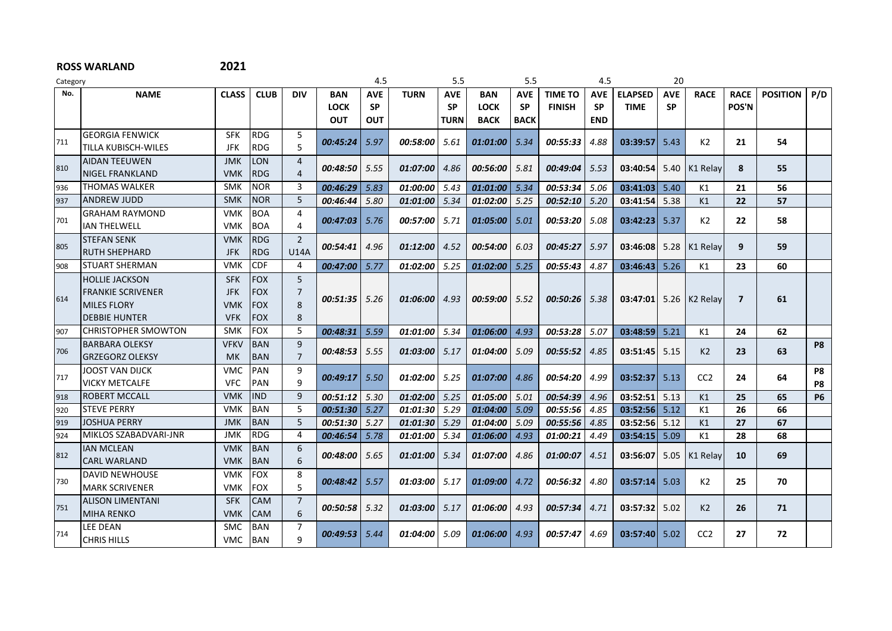**ROSS WARLAND** **2021**

| Category | | | | | 4.5 | | 5.5 | | 5.5 | | 4.5 | | 20 | | | | | |
|---|---|---|---|---|---|---|---|---|---|---|---|---|---|---|---|---|---|---|
| **No.** | **NAME** | **CLASS** | **CLUB** | **DIV** | **BAN LOCK OUT** | **AVE SP OUT** | **TURN** | **AVE SP TURN** | **BAN LOCK BACK** | **AVE SP BACK** | **TIME TO FINISH** | **AVE SP END** | **ELAPSED TIME** | **AVE SP** | **RACE** | **RACE POS'N** | **POSITION** | **P/D** |
| 711 | GEORGIA FENWICK<br>TILLA KUBISCH-WILES | SFK<br>JFK | RDG<br>RDG | 5<br>5 | 00:45:24 | 5.97 | 00:58:00 | 5.61 | 01:01:00 | 5.34 | 00:55:33 | 4.88 | 03:39:57 | 5.43 | K2 | 21 | 54 | |
| 810 | AIDAN TEEUWEN<br>NIGEL FRANKLAND | JMK<br>VMK | LON<br>RDG | 4<br>4 | 00:48:50 | 5.55 | 01:07:00 | 4.86 | 00:56:00 | 5.81 | 00:49:04 | 5.53 | 03:40:54 | 5.40 | K1 Relay | 8 | 55 | |
| 936 | THOMAS WALKER | SMK | NOR | 3 | 00:46:29 | 5.83 | 01:00:00 | 5.43 | 01:01:00 | 5.34 | 00:53:34 | 5.06 | 03:41:03 | 5.40 | K1 | 21 | 56 | |
| 937 | ANDREW JUDD | SMK | NOR | 5 | 00:46:44 | 5.80 | 01:01:00 | 5.34 | 01:02:00 | 5.25 | 00:52:10 | 5.20 | 03:41:54 | 5.38 | K1 | 22 | 57 | |
| 701 | GRAHAM RAYMOND<br>IAN THELWELL | VMK<br>VMK | BOA<br>BOA | 4<br>4 | 00:47:03 | 5.76 | 00:57:00 | 5.71 | 01:05:00 | 5.01 | 00:53:20 | 5.08 | 03:42:23 | 5.37 | K2 | 22 | 58 | |
| 805 | STEFAN SENK<br>RUTH SHEPHARD | VMK<br>JFK | RDG<br>RDG | 2<br>U14A | 00:54:41 | 4.96 | 01:12:00 | 4.52 | 00:54:00 | 6.03 | 00:45:27 | 5.97 | 03:46:08 | 5.28 | K1 Relay | 9 | 59 | |
| 908 | STUART SHERMAN | VMK | CDF | 4 | 00:47:00 | 5.77 | 01:02:00 | 5.25 | 01:02:00 | 5.25 | 00:55:43 | 4.87 | 03:46:43 | 5.26 | K1 | 23 | 60 | |
| 614 | HOLLIE JACKSON<br>FRANKIE SCRIVENER<br>MILES FLORY<br>DEBBIE HUNTER | SFK<br>JFK<br>VMK<br>VFK | FOX<br>FOX<br>FOX<br>FOX | 5<br>7<br>8<br>8 | 00:51:35 | 5.26 | 01:06:00 | 4.93 | 00:59:00 | 5.52 | 00:50:26 | 5.38 | 03:47:01 | 5.26 | K2 Relay | 7 | 61 | |
| 907 | CHRISTOPHER SMOWTON | SMK | FOX | 5 | 00:48:31 | 5.59 | 01:01:00 | 5.34 | 01:06:00 | 4.93 | 00:53:28 | 5.07 | 03:48:59 | 5.21 | K1 | 24 | 62 | |
| 706 | BARBARA OLEKSY<br>GRZEGORZ OLEKSY | VFKV<br>MK | BAN<br>BAN | 9<br>7 | 00:48:53 | 5.55 | 01:03:00 | 5.17 | 01:04:00 | 5.09 | 00:55:52 | 4.85 | 03:51:45 | 5.15 | K2 | 23 | 63 | P8 |
| 717 | JOOST VAN DIJCK<br>VICKY METCALFE | VMC<br>VFC | PAN<br>PAN | 9<br>9 | 00:49:17 | 5.50 | 01:02:00 | 5.25 | 01:07:00 | 4.86 | 00:54:20 | 4.99 | 03:52:37 | 5.13 | CC2 | 24 | 64 | P8<br>P8 |
| 918 | ROBERT MCCALL | VMK | IND | 9 | 00:51:12 | 5.30 | 01:02:00 | 5.25 | 01:05:00 | 5.01 | 00:54:39 | 4.96 | 03:52:51 | 5.13 | K1 | 25 | 65 | P6 |
| 920 | STEVE PERRY | VMK | BAN | 5 | 00:51:30 | 5.27 | 01:01:30 | 5.29 | 01:04:00 | 5.09 | 00:55:56 | 4.85 | 03:52:56 | 5.12 | K1 | 26 | 66 | |
| 919 | JOSHUA PERRY | JMK | BAN | 5 | 00:51:30 | 5.27 | 01:01:30 | 5.29 | 01:04:00 | 5.09 | 00:55:56 | 4.85 | 03:52:56 | 5.12 | K1 | 27 | 67 | |
| 924 | MIKLOS SZABADVARI-JNR | JMK | RDG | 4 | 00:46:54 | 5.78 | 01:01:00 | 5.34 | 01:06:00 | 4.93 | 01:00:21 | 4.49 | 03:54:15 | 5.09 | K1 | 28 | 68 | |
| 812 | IAN MCLEAN<br>CARL WARLAND | VMK<br>VMK | BAN<br>BAN | 6<br>6 | 00:48:00 | 5.65 | 01:01:00 | 5.34 | 01:07:00 | 4.86 | 01:00:07 | 4.51 | 03:56:07 | 5.05 | K1 Relay | 10 | 69 | |
| 730 | DAVID NEWHOUSE<br>MARK SCRIVENER | VMK<br>VMK | FOX<br>FOX | 8<br>5 | 00:48:42 | 5.57 | 01:03:00 | 5.17 | 01:09:00 | 4.72 | 00:56:32 | 4.80 | 03:57:14 | 5.03 | K2 | 25 | 70 | |
| 751 | ALISON LIMENTANI<br>MIHA RENKO | SFK<br>VMK | CAM<br>CAM | 7<br>6 | 00:50:58 | 5.32 | 01:03:00 | 5.17 | 01:06:00 | 4.93 | 00:57:34 | 4.71 | 03:57:32 | 5.02 | K2 | 26 | 71 | |
| 714 | LEE DEAN<br>CHRIS HILLS | SMC<br>VMC | BAN<br>BAN | 7<br>9 | 00:49:53 | 5.44 | 01:04:00 | 5.09 | 01:06:00 | 4.93 | 00:57:47 | 4.69 | 03:57:40 | 5.02 | CC2 | 27 | 72 | |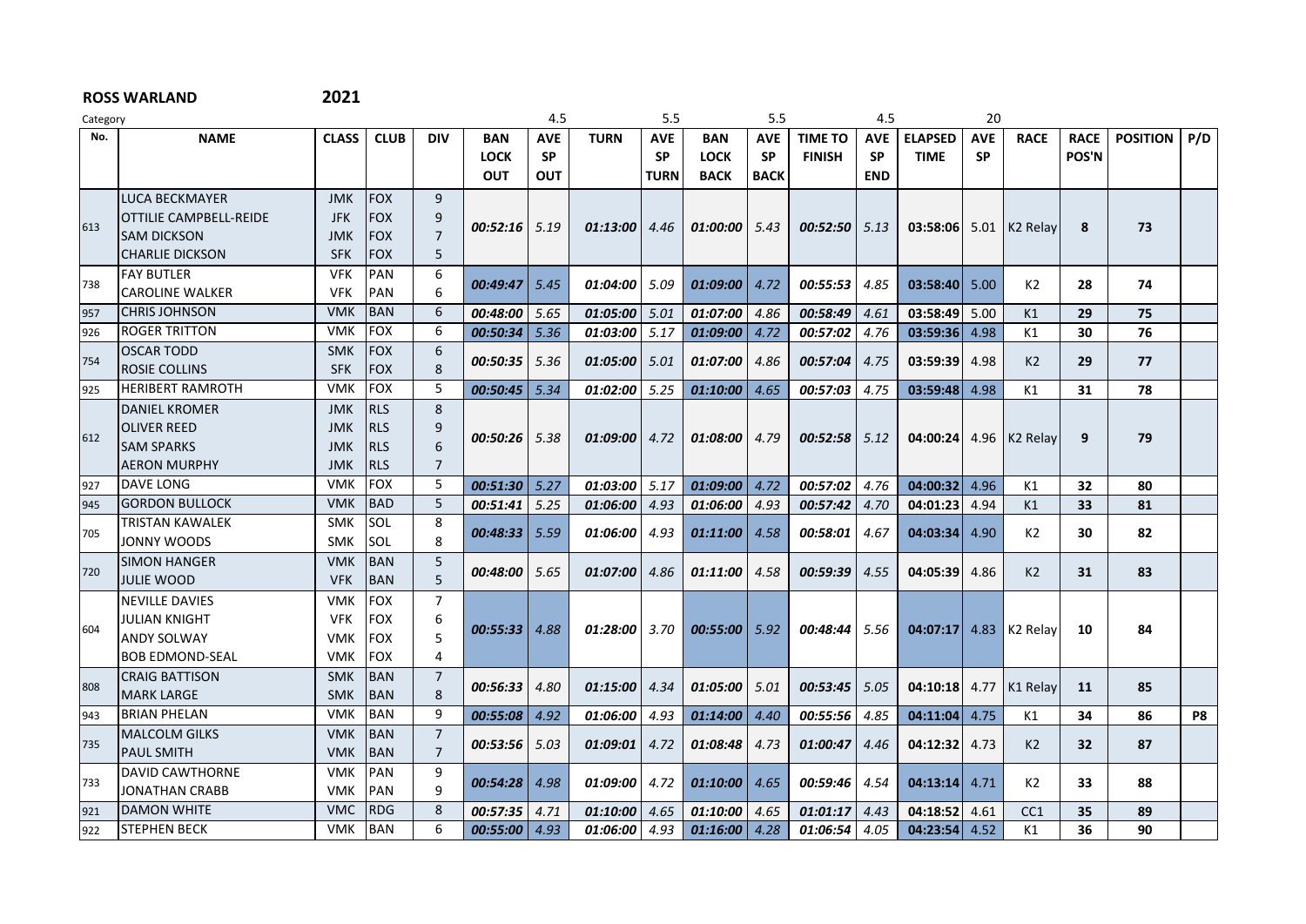**ROSS WARLAND** **2021**

| Category | | | | | | 4.5 | | 5.5 | | 5.5 | | 4.5 | | 20 | | | | |
|---|---|---|---|---|---|---|---|---|---|---|---|---|---|---|---|---|---|---|
| **No.** | **NAME** | **CLASS** | **CLUB** | **DIV** | **BAN LOCK OUT** | **AVE SP OUT** | **TURN** | **AVE SP TURN** | **BAN LOCK BACK** | **AVE SP BACK** | **TIME TO FINISH** | **AVE SP END** | **ELAPSED TIME** | **AVE SP** | **RACE** | **RACE POS'N** | **POSITION** | **P/D** |
| 613 | LUCA BECKMAYER<br>OTTILIE CAMPBELL-REIDE<br>SAM DICKSON<br>CHARLIE DICKSON | JMK<br>JFK<br>JMK<br>SFK | FOX<br>FOX<br>FOX<br>FOX | 9<br>9<br>7<br>5 | 00:52:16 | 5.19 | 01:13:00 | 4.46 | 01:00:00 | 5.43 | 00:52:50 | 5.13 | 03:58:06 | 5.01 | K2 Relay | 8 | 73 | |
| 738 | FAY BUTLER<br>CAROLINE WALKER | VFK<br>VFK | PAN<br>PAN | 6<br>6 | 00:49:47 | 5.45 | 01:04:00 | 5.09 | 01:09:00 | 4.72 | 00:55:53 | 4.85 | 03:58:40 | 5.00 | K2 | 28 | 74 | |
| 957 | CHRIS JOHNSON | VMK | BAN | 6 | 00:48:00 | 5.65 | 01:05:00 | 5.01 | 01:07:00 | 4.86 | 00:58:49 | 4.61 | 03:58:49 | 5.00 | K1 | 29 | 75 | |
| 926 | ROGER TRITTON | VMK | FOX | 6 | 00:50:34 | 5.36 | 01:03:00 | 5.17 | 01:09:00 | 4.72 | 00:57:02 | 4.76 | 03:59:36 | 4.98 | K1 | 30 | 76 | |
| 754 | OSCAR TODD<br>ROSIE COLLINS | SMK<br>SFK | FOX<br>FOX | 6<br>8 | 00:50:35 | 5.36 | 01:05:00 | 5.01 | 01:07:00 | 4.86 | 00:57:04 | 4.75 | 03:59:39 | 4.98 | K2 | 29 | 77 | |
| 925 | HERIBERT RAMROTH | VMK | FOX | 5 | 00:50:45 | 5.34 | 01:02:00 | 5.25 | 01:10:00 | 4.65 | 00:57:03 | 4.75 | 03:59:48 | 4.98 | K1 | 31 | 78 | |
| 612 | DANIEL KROMER<br>OLIVER REED<br>SAM SPARKS<br>AERON MURPHY | JMK<br>JMK<br>JMK<br>JMK | RLS<br>RLS<br>RLS<br>RLS | 8<br>9<br>6<br>7 | 00:50:26 | 5.38 | 01:09:00 | 4.72 | 01:08:00 | 4.79 | 00:52:58 | 5.12 | 04:00:24 | 4.96 | K2 Relay | 9 | 79 | |
| 927 | DAVE LONG | VMK | FOX | 5 | 00:51:30 | 5.27 | 01:03:00 | 5.17 | 01:09:00 | 4.72 | 00:57:02 | 4.76 | 04:00:32 | 4.96 | K1 | 32 | 80 | |
| 945 | GORDON BULLOCK | VMK | BAD | 5 | 00:51:41 | 5.25 | 01:06:00 | 4.93 | 01:06:00 | 4.93 | 00:57:42 | 4.70 | 04:01:23 | 4.94 | K1 | 33 | 81 | |
| 705 | TRISTAN KAWALEK<br>JONNY WOODS | SMK<br>SMK | SOL<br>SOL | 8<br>8 | 00:48:33 | 5.59 | 01:06:00 | 4.93 | 01:11:00 | 4.58 | 00:58:01 | 4.67 | 04:03:34 | 4.90 | K2 | 30 | 82 | |
| 720 | SIMON HANGER<br>JULIE WOOD | VMK<br>VFK | BAN<br>BAN | 5<br>5 | 00:48:00 | 5.65 | 01:07:00 | 4.86 | 01:11:00 | 4.58 | 00:59:39 | 4.55 | 04:05:39 | 4.86 | K2 | 31 | 83 | |
| 604 | NEVILLE DAVIES<br>JULIAN KNIGHT<br>ANDY SOLWAY<br>BOB EDMOND-SEAL | VMK<br>VFK<br>VMK<br>VMK | FOX<br>FOX<br>FOX<br>FOX | 7<br>6<br>5<br>4 | 00:55:33 | 4.88 | 01:28:00 | 3.70 | 00:55:00 | 5.92 | 00:48:44 | 5.56 | 04:07:17 | 4.83 | K2 Relay | 10 | 84 | |
| 808 | CRAIG BATTISON<br>MARK LARGE | SMK<br>SMK | BAN<br>BAN | 7<br>8 | 00:56:33 | 4.80 | 01:15:00 | 4.34 | 01:05:00 | 5.01 | 00:53:45 | 5.05 | 04:10:18 | 4.77 | K1 Relay | 11 | 85 | |
| 943 | BRIAN PHELAN | VMK | BAN | 9 | 00:55:08 | 4.92 | 01:06:00 | 4.93 | 01:14:00 | 4.40 | 00:55:56 | 4.85 | 04:11:04 | 4.75 | K1 | 34 | 86 | P8 |
| 735 | MALCOLM GILKS<br>PAUL SMITH | VMK<br>VMK | BAN<br>BAN | 7<br>7 | 00:53:56 | 5.03 | 01:09:01 | 4.72 | 01:08:48 | 4.73 | 01:00:47 | 4.46 | 04:12:32 | 4.73 | K2 | 32 | 87 | |
| 733 | DAVID CAWTHORNE<br>JONATHAN CRABB | VMK<br>VMK | PAN<br>PAN | 9<br>9 | 00:54:28 | 4.98 | 01:09:00 | 4.72 | 01:10:00 | 4.65 | 00:59:46 | 4.54 | 04:13:14 | 4.71 | K2 | 33 | 88 | |
| 921 | DAMON WHITE | VMC | RDG | 8 | 00:57:35 | 4.71 | 01:10:00 | 4.65 | 01:10:00 | 4.65 | 01:01:17 | 4.43 | 04:18:52 | 4.61 | CC1 | 35 | 89 | |
| 922 | STEPHEN BECK | VMK | BAN | 6 | 00:55:00 | 4.93 | 01:06:00 | 4.93 | 01:16:00 | 4.28 | 01:06:54 | 4.05 | 04:23:54 | 4.52 | K1 | 36 | 90 | |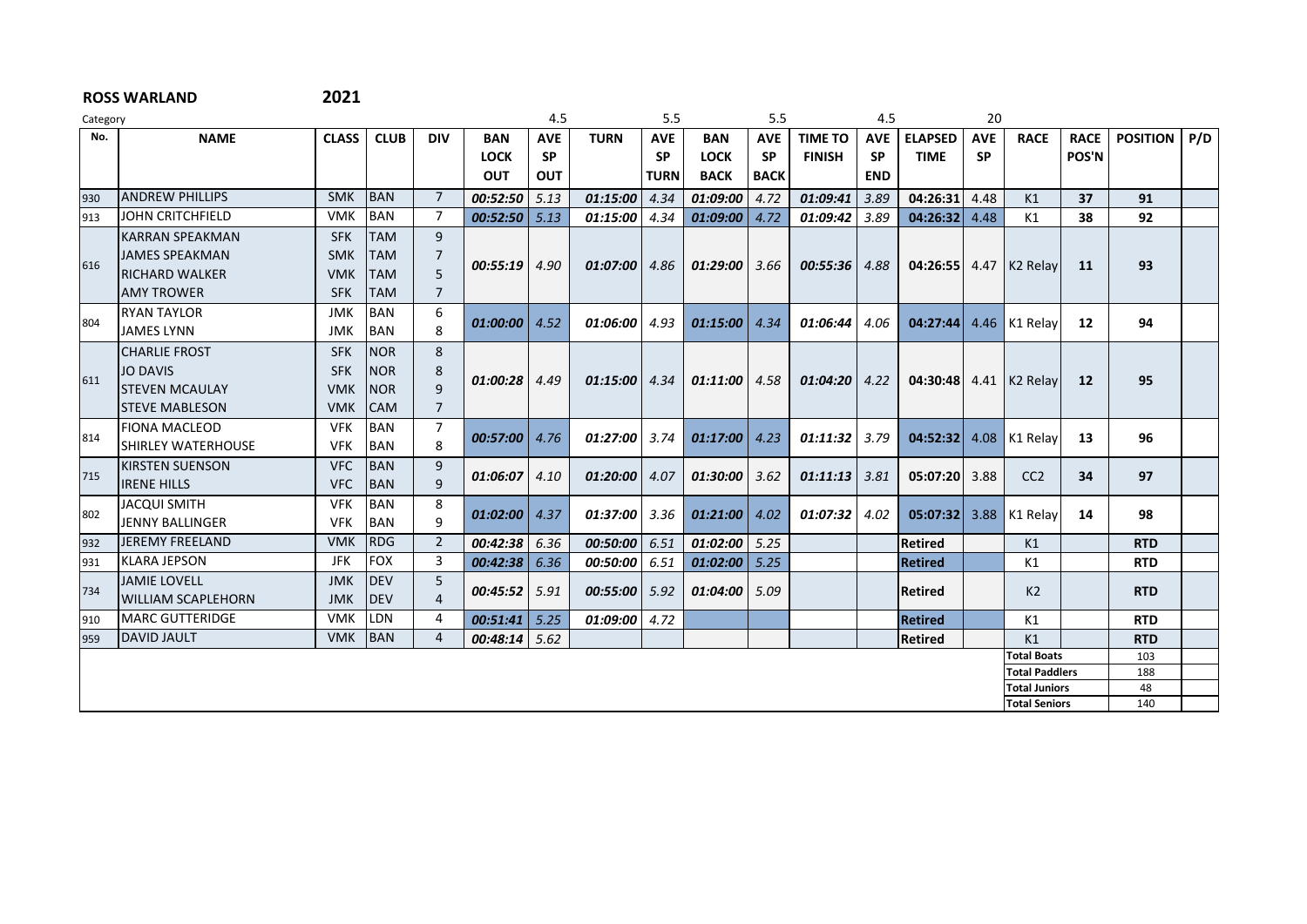**ROSS WARLAND** **2021**

| No. | NAME | CLASS | CLUB | DIV | BAN LOCK OUT | AVE SP OUT | TURN | AVE SP TURN | BAN LOCK BACK | AVE SP BACK | TIME TO FINISH | AVE SP END | ELAPSED TIME | AVE SP | RACE | RACE POS'N | POSITION | P/D |
|---|---|---|---|---|---|---|---|---|---|---|---|---|---|---|---|---|---|---|
| Category | | | | | | 4.5 | | 5.5 | | 5.5 | | 4.5 | | 20 | | | | |
| 930 | ANDREW PHILLIPS | SMK | BAN | 7 | 00:52:50 | 5.13 | 01:15:00 | 4.34 | 01:09:00 | 4.72 | 01:09:41 | 3.89 | 04:26:31 | 4.48 | K1 | 37 | 91 | |
| 913 | JOHN CRITCHFIELD | VMK | BAN | 7 | 00:52:50 | 5.13 | 01:15:00 | 4.34 | 01:09:00 | 4.72 | 01:09:42 | 3.89 | 04:26:32 | 4.48 | K1 | 38 | 92 | |
| 616 | KARRAN SPEAKMAN<br>JAMES SPEAKMAN<br>RICHARD WALKER<br>AMY TROWER | SFK<br>SMK<br>VMK<br>SFK | TAM<br>TAM<br>TAM<br>TAM | 9<br>7<br>5<br>7 | 00:55:19 | 4.90 | 01:07:00 | 4.86 | 01:29:00 | 3.66 | 00:55:36 | 4.88 | 04:26:55 | 4.47 | K2 Relay | 11 | 93 | |
| 804 | RYAN TAYLOR<br>JAMES LYNN | JMK<br>JMK | BAN<br>BAN | 6<br>8 | 01:00:00 | 4.52 | 01:06:00 | 4.93 | 01:15:00 | 4.34 | 01:06:44 | 4.06 | 04:27:44 | 4.46 | K1 Relay | 12 | 94 | |
| 611 | CHARLIE FROST<br>JO DAVIS<br>STEVEN MCAULAY<br>STEVE MABLESON | SFK<br>SFK<br>VMK<br>VMK | NOR<br>NOR<br>NOR<br>CAM | 8<br>8<br>9<br>7 | 01:00:28 | 4.49 | 01:15:00 | 4.34 | 01:11:00 | 4.58 | 01:04:20 | 4.22 | 04:30:48 | 4.41 | K2 Relay | 12 | 95 | |
| 814 | FIONA MACLEOD<br>SHIRLEY WATERHOUSE | VFK<br>VFK | BAN<br>BAN | 7<br>8 | 00:57:00 | 4.76 | 01:27:00 | 3.74 | 01:17:00 | 4.23 | 01:11:32 | 3.79 | 04:52:32 | 4.08 | K1 Relay | 13 | 96 | |
| 715 | KIRSTEN SUENSON<br>IRENE HILLS | VFC<br>VFC | BAN<br>BAN | 9<br>9 | 01:06:07 | 4.10 | 01:20:00 | 4.07 | 01:30:00 | 3.62 | 01:11:13 | 3.81 | 05:07:20 | 3.88 | CC2 | 34 | 97 | |
| 802 | JACQUI SMITH<br>JENNY BALLINGER | VFK<br>VFK | BAN<br>BAN | 8<br>9 | 01:02:00 | 4.37 | 01:37:00 | 3.36 | 01:21:00 | 4.02 | 01:07:32 | 4.02 | 05:07:32 | 3.88 | K1 Relay | 14 | 98 | |
| 932 | JEREMY FREELAND | VMK | RDG | 2 | 00:42:38 | 6.36 | 00:50:00 | 6.51 | 01:02:00 | 5.25 | | | Retired | | K1 | | RTD | |
| 931 | KLARA JEPSON | JFK | FOX | 3 | 00:42:38 | 6.36 | 00:50:00 | 6.51 | 01:02:00 | 5.25 | | | Retired | | K1 | | RTD | |
| 734 | JAMIE LOVELL<br>WILLIAM SCAPLEHORN | JMK<br>JMK | DEV<br>DEV | 5<br>4 | 00:45:52 | 5.91 | 00:55:00 | 5.92 | 01:04:00 | 5.09 | | | Retired | | K2 | | RTD | |
| 910 | MARC GUTTERIDGE | VMK | LDN | 4 | 00:51:41 | 5.25 | 01:09:00 | 4.72 | | | | | Retired | | K1 | | RTD | |
| 959 | DAVID JAULT | VMK | BAN | 4 | 00:48:14 | 5.62 | | | | | | | Retired | | K1 | | RTD | |
| | | | | | | | | | | | | | | | Total Boats | | 103 | |
| | | | | | | | | | | | | | | | Total Paddlers | | 188 | |
| | | | | | | | | | | | | | | | Total Juniors | | 48 | |
| | | | | | | | | | | | | | | | Total Seniors | | 140 | |